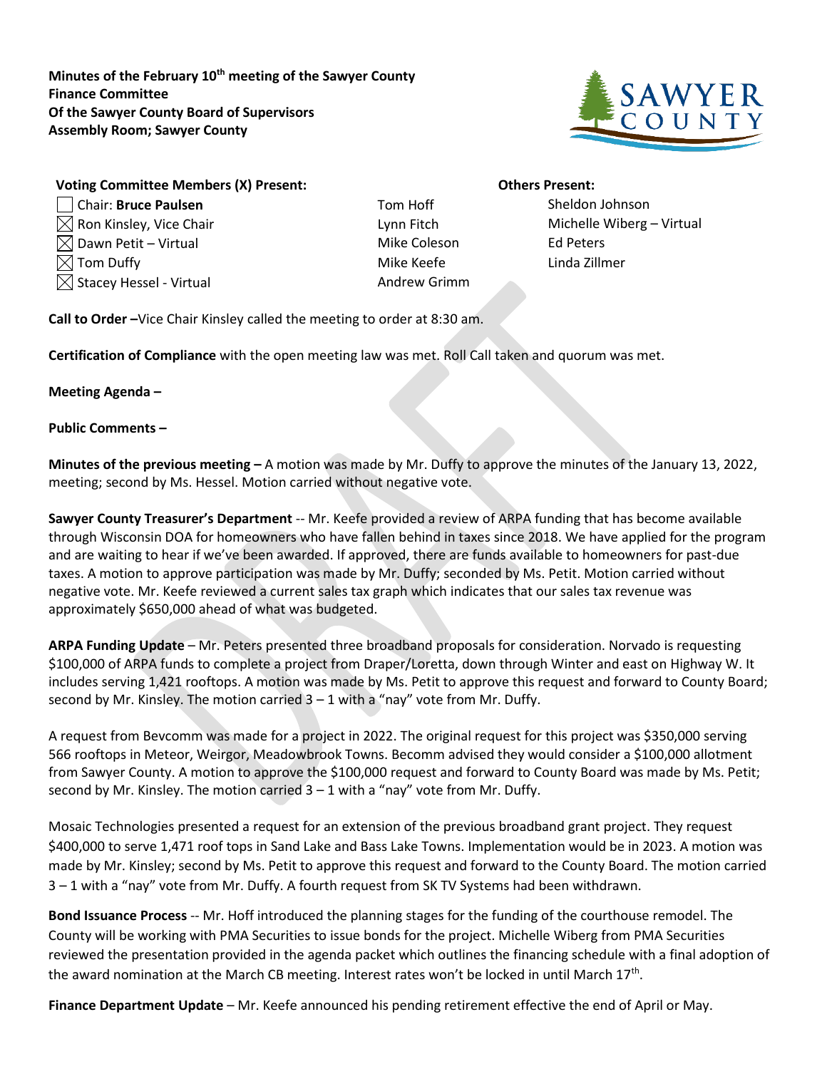**Minutes of the February 10th meeting of the Sawyer County Finance Committee**
**Of the Sawyer County Board of Supervisors**
**Assembly Room; Sawyer County**

**Voting Committee Members (X) Present:**

- [ ] Chair: **Bruce Paulsen**
- [x] Ron Kinsley, Vice Chair
- [x] Dawn Petit – Virtual
- [x] Tom Duffy
- [x] Stacey Hessel - Virtual

Tom Hoff
Lynn Fitch
Mike Coleson
Mike Keefe
Andrew Grimm

**Others Present:**

Sheldon Johnson
Michelle Wiberg – Virtual
Ed Peters
Linda Zillmer

**Call to Order –**Vice Chair Kinsley called the meeting to order at 8:30 am.

**Certification of Compliance** with the open meeting law was met. Roll Call taken and quorum was met.

**Meeting Agenda –**

**Public Comments –**

**Minutes of the previous meeting –** A motion was made by Mr. Duffy to approve the minutes of the January 13, 2022, meeting; second by Ms. Hessel. Motion carried without negative vote.

**Sawyer County Treasurer's Department** -- Mr. Keefe provided a review of ARPA funding that has become available through Wisconsin DOA for homeowners who have fallen behind in taxes since 2018. We have applied for the program and are waiting to hear if we've been awarded. If approved, there are funds available to homeowners for past-due taxes. A motion to approve participation was made by Mr. Duffy; seconded by Ms. Petit. Motion carried without negative vote. Mr. Keefe reviewed a current sales tax graph which indicates that our sales tax revenue was approximately $650,000 ahead of what was budgeted.

**ARPA Funding Update** – Mr. Peters presented three broadband proposals for consideration. Norvado is requesting $100,000 of ARPA funds to complete a project from Draper/Loretta, down through Winter and east on Highway W. It includes serving 1,421 rooftops. A motion was made by Ms. Petit to approve this request and forward to County Board; second by Mr. Kinsley. The motion carried 3 – 1 with a "nay" vote from Mr. Duffy.

A request from Bevcomm was made for a project in 2022. The original request for this project was $350,000 serving 566 rooftops in Meteor, Weirgor, Meadowbrook Towns. Becomm advised they would consider a $100,000 allotment from Sawyer County. A motion to approve the $100,000 request and forward to County Board was made by Ms. Petit; second by Mr. Kinsley. The motion carried 3 – 1 with a "nay" vote from Mr. Duffy.

Mosaic Technologies presented a request for an extension of the previous broadband grant project. They request $400,000 to serve 1,471 roof tops in Sand Lake and Bass Lake Towns. Implementation would be in 2023. A motion was made by Mr. Kinsley; second by Ms. Petit to approve this request and forward to the County Board. The motion carried 3 – 1 with a "nay" vote from Mr. Duffy. A fourth request from SK TV Systems had been withdrawn.

**Bond Issuance Process** -- Mr. Hoff introduced the planning stages for the funding of the courthouse remodel. The County will be working with PMA Securities to issue bonds for the project. Michelle Wiberg from PMA Securities reviewed the presentation provided in the agenda packet which outlines the financing schedule with a final adoption of the award nomination at the March CB meeting. Interest rates won't be locked in until March 17th.

**Finance Department Update** – Mr. Keefe announced his pending retirement effective the end of April or May.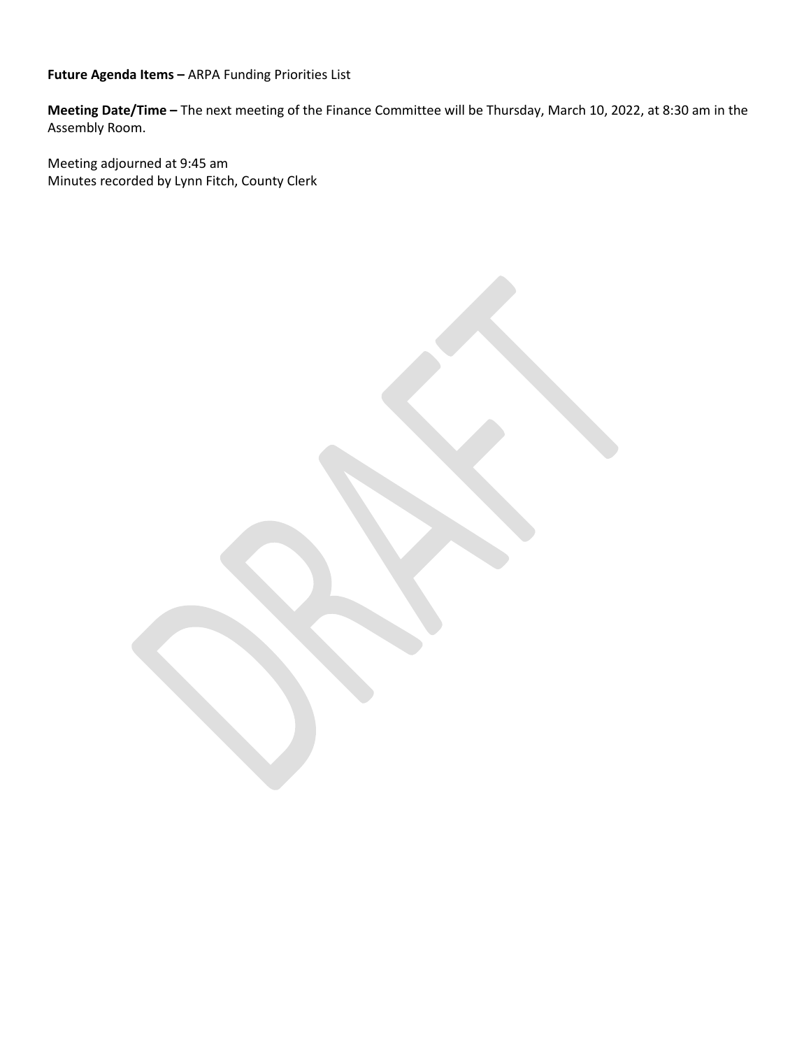**Future Agenda Items –** ARPA Funding Priorities List

**Meeting Date/Time –** The next meeting of the Finance Committee will be Thursday, March 10, 2022, at 8:30 am in the Assembly Room.

Meeting adjourned at 9:45 am
Minutes recorded by Lynn Fitch, County Clerk